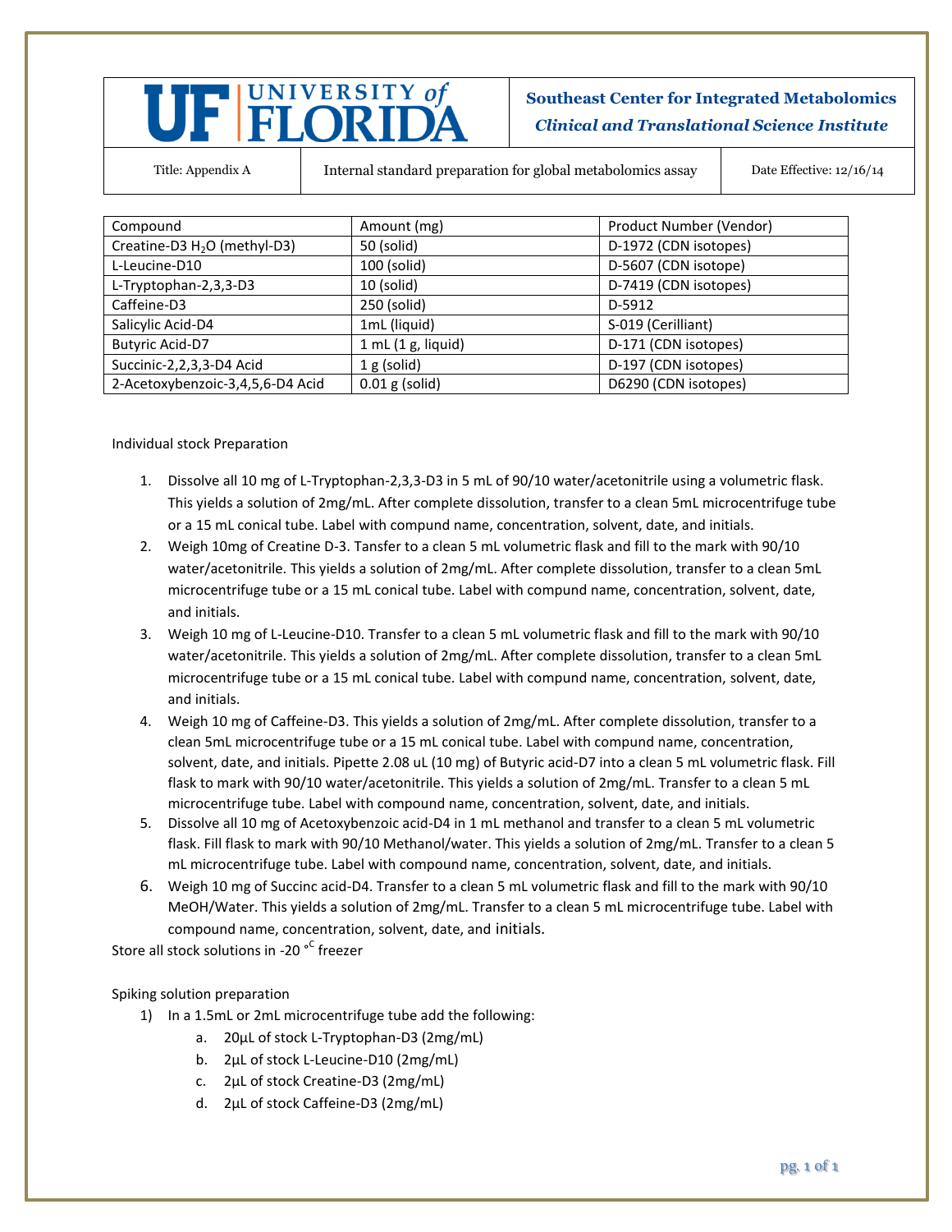UF | UNIVERSITY of FLORIDA

**Southeast Center for Integrated Metabolomics**
***Clinical and Translational Science Institute***

| Title: Appendix A | Internal standard preparation for global metabolomics assay | Date Effective: 12/16/14 |
|---|---|---|

| Compound | Amount (mg) | Product Number (Vendor) |
|---|---|---|
| Creatine-D3 $H_2O$ (methyl-D3) | 50 (solid) | D-1972 (CDN isotopes) |
| L-Leucine-D10 | 100 (solid) | D-5607 (CDN isotope) |
| L-Tryptophan-2,3,3-D3 | 10 (solid) | D-7419 (CDN isotopes) |
| Caffeine-D3 | 250 (solid) | D-5912 |
| Salicylic Acid-D4 | 1mL (liquid) | S-019 (Cerilliant) |
| Butyric Acid-D7 | 1 mL (1 g, liquid) | D-171 (CDN isotopes) |
| Succinic-2,2,3,3-D4 Acid | 1 g (solid) | D-197 (CDN isotopes) |
| 2-Acetoxybenzoic-3,4,5,6-D4 Acid | 0.01 g (solid) | D6290 (CDN isotopes) |

Individual stock Preparation

1. Dissolve all 10 mg of L-Tryptophan-2,3,3-D3 in 5 mL of 90/10 water/acetonitrile using a volumetric flask. This yields a solution of 2mg/mL. After complete dissolution, transfer to a clean 5mL microcentrifuge tube or a 15 mL conical tube. Label with compund name, concentration, solvent, date, and initials.
2. Weigh 10mg of Creatine D-3. Tansfer to a clean 5 mL volumetric flask and fill to the mark with 90/10 water/acetonitrile. This yields a solution of 2mg/mL. After complete dissolution, transfer to a clean 5mL microcentrifuge tube or a 15 mL conical tube. Label with compund name, concentration, solvent, date, and initials.
3. Weigh 10 mg of L-Leucine-D10. Transfer to a clean 5 mL volumetric flask and fill to the mark with 90/10 water/acetonitrile. This yields a solution of 2mg/mL. After complete dissolution, transfer to a clean 5mL microcentrifuge tube or a 15 mL conical tube. Label with compund name, concentration, solvent, date, and initials.
4. Weigh 10 mg of Caffeine-D3. This yields a solution of 2mg/mL. After complete dissolution, transfer to a clean 5mL microcentrifuge tube or a 15 mL conical tube. Label with compund name, concentration, solvent, date, and initials. Pipette 2.08 uL (10 mg) of Butyric acid-D7 into a clean 5 mL volumetric flask. Fill flask to mark with 90/10 water/acetonitrile. This yields a solution of 2mg/mL. Transfer to a clean 5 mL microcentrifuge tube. Label with compound name, concentration, solvent, date, and initials.
5. Dissolve all 10 mg of Acetoxybenzoic acid-D4 in 1 mL methanol and transfer to a clean 5 mL volumetric flask. Fill flask to mark with 90/10 Methanol/water. This yields a solution of 2mg/mL. Transfer to a clean 5 mL microcentrifuge tube. Label with compound name, concentration, solvent, date, and initials.
6. Weigh 10 mg of Succinc acid-D4. Transfer to a clean 5 mL volumetric flask and fill to the mark with 90/10 MeOH/Water. This yields a solution of 2mg/mL. Transfer to a clean 5 mL microcentrifuge tube. Label with compound name, concentration, solvent, date, and initials.

Store all stock solutions in -20 $^{\circ C}$ freezer

Spiking solution preparation

1) In a 1.5mL or 2mL microcentrifuge tube add the following:
   a. 20µL of stock L-Tryptophan-D3 (2mg/mL)
   b. 2µL of stock L-Leucine-D10 (2mg/mL)
   c. 2µL of stock Creatine-D3 (2mg/mL)
   d. 2µL of stock Caffeine-D3 (2mg/mL)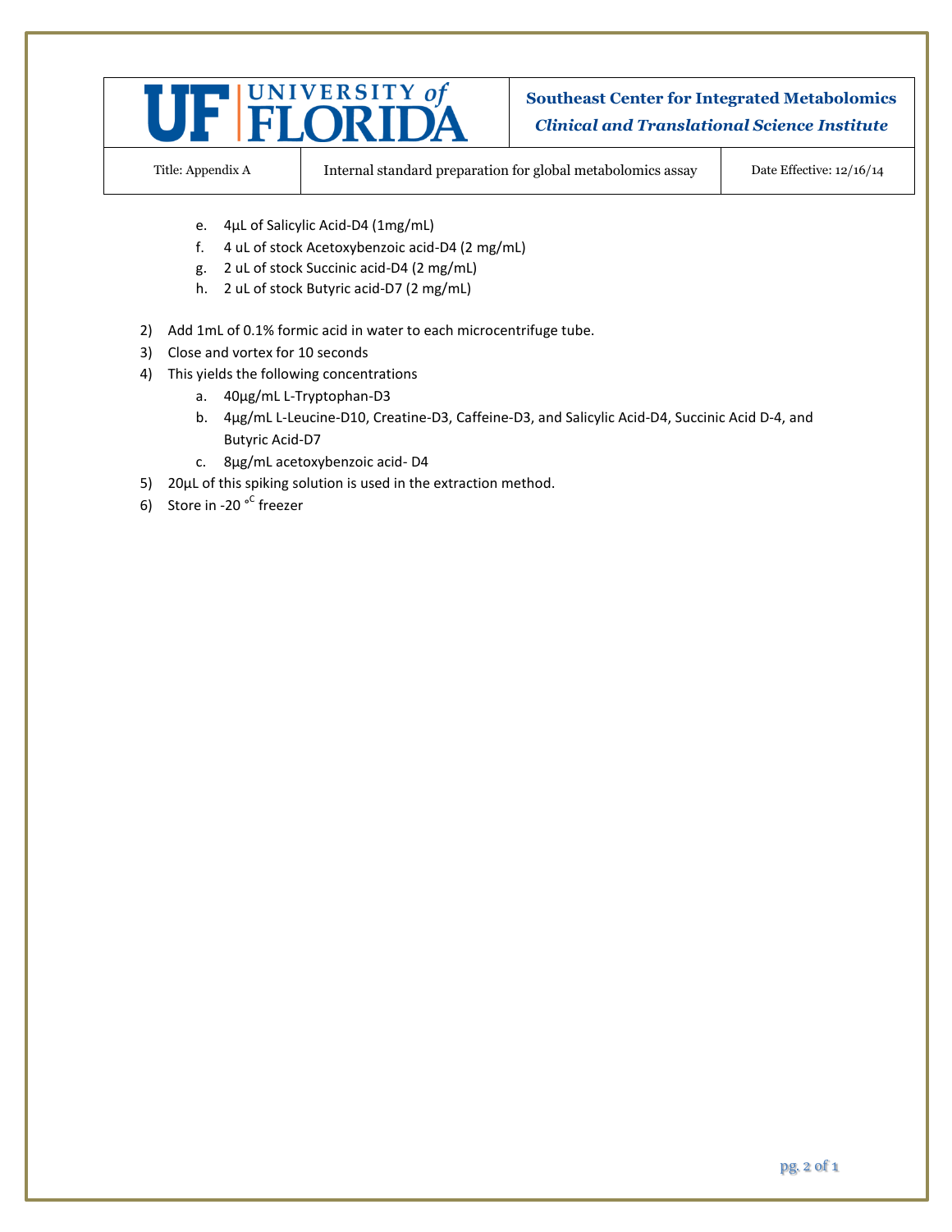e. 4µL of Salicylic Acid-D4 (1mg/mL)
f. 4 uL of stock Acetoxybenzoic acid-D4 (2 mg/mL)
g. 2 uL of stock Succinic acid-D4 (2 mg/mL)
h. 2 uL of stock Butyric acid-D7 (2 mg/mL)

2) Add 1mL of 0.1% formic acid in water to each microcentrifuge tube.
3) Close and vortex for 10 seconds
4) This yields the following concentrations
   a. 40µg/mL L-Tryptophan-D3
   b. 4µg/mL L-Leucine-D10, Creatine-D3, Caffeine-D3, and Salicylic Acid-D4, Succinic Acid D-4, and Butyric Acid-D7
   c. 8µg/mL acetoxybenzoic acid- D4
5) 20µL of this spiking solution is used in the extraction method.
6) Store in -20 °C freezer